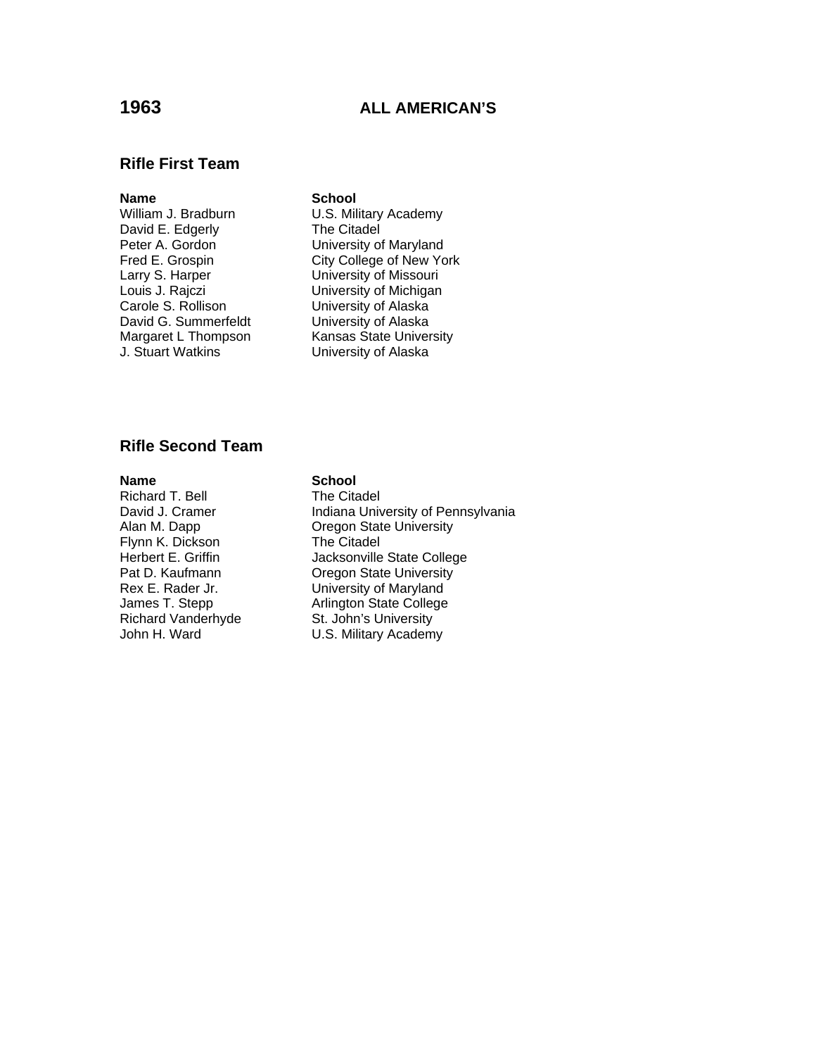# 1963 ALL AMERICAN'S

## Rifle First Team

| Name | School |
|---|---|
| William J. Bradburn | U.S. Military Academy |
| David E. Edgerly | The Citadel |
| Peter A. Gordon | University of Maryland |
| Fred E. Grospin | City College of New York |
| Larry S. Harper | University of Missouri |
| Louis J. Rajczi | University of Michigan |
| Carole S. Rollison | University of Alaska |
| David G. Summerfeldt | University of Alaska |
| Margaret L Thompson | Kansas State University |
| J. Stuart Watkins | University of Alaska |

## Rifle Second Team

| Name | School |
|---|---|
| Richard T. Bell | The Citadel |
| David J. Cramer | Indiana University of Pennsylvania |
| Alan M. Dapp | Oregon State University |
| Flynn K. Dickson | The Citadel |
| Herbert E. Griffin | Jacksonville State College |
| Pat D. Kaufmann | Oregon State University |
| Rex E. Rader Jr. | University of Maryland |
| James T. Stepp | Arlington State College |
| Richard Vanderhyde | St. John's University |
| John H. Ward | U.S. Military Academy |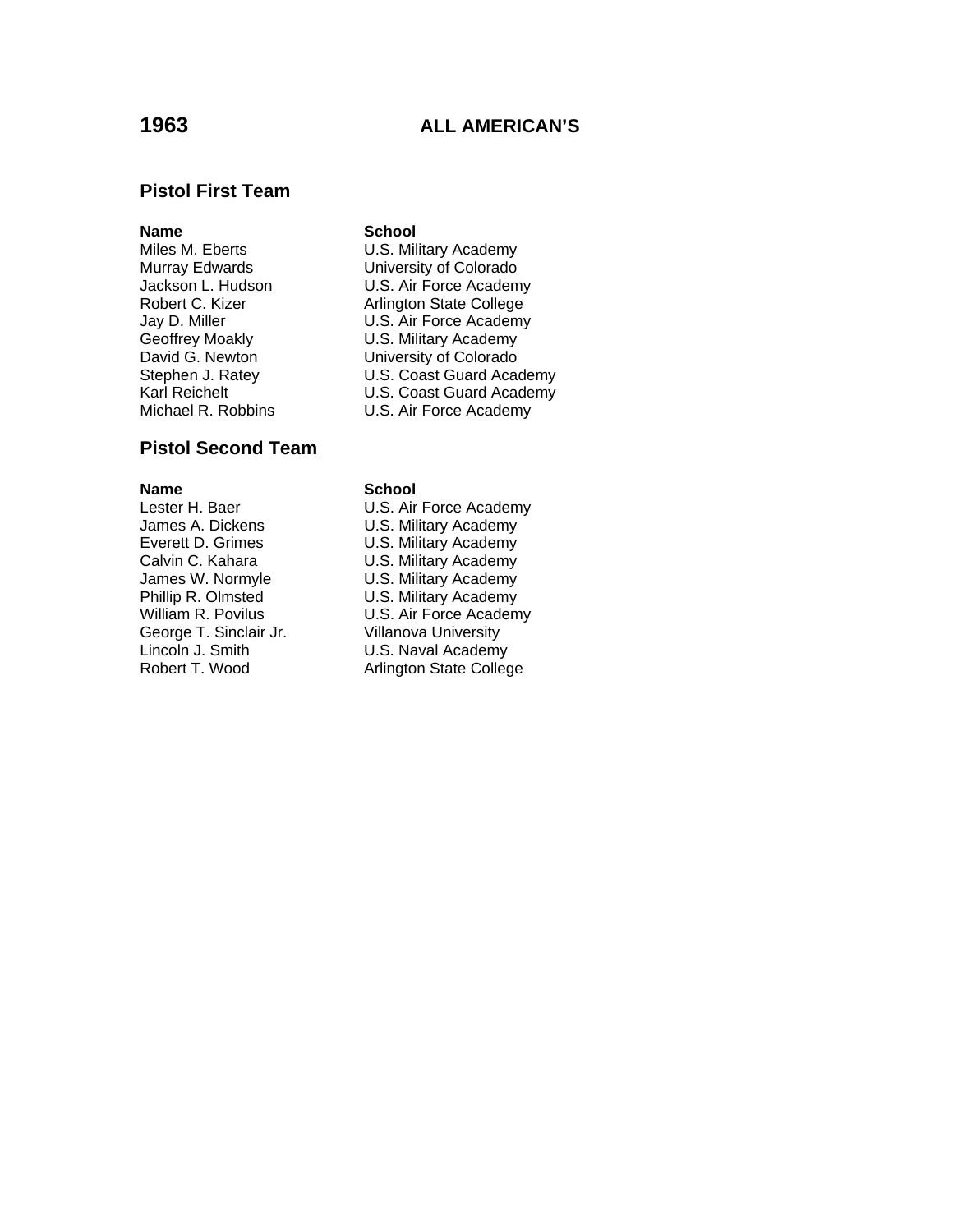# 1963 ALL AMERICAN'S

## Pistol First Team

| Name | School |
|---|---|
| Miles M. Eberts | U.S. Military Academy |
| Murray Edwards | University of Colorado |
| Jackson L. Hudson | U.S. Air Force Academy |
| Robert C. Kizer | Arlington State College |
| Jay D. Miller | U.S. Air Force Academy |
| Geoffrey Moakly | U.S. Military Academy |
| David G. Newton | University of Colorado |
| Stephen J. Ratey | U.S. Coast Guard Academy |
| Karl Reichelt | U.S. Coast Guard Academy |
| Michael R. Robbins | U.S. Air Force Academy |

## Pistol Second Team

| Name | School |
|---|---|
| Lester H. Baer | U.S. Air Force Academy |
| James A. Dickens | U.S. Military Academy |
| Everett D. Grimes | U.S. Military Academy |
| Calvin C. Kahara | U.S. Military Academy |
| James W. Normyle | U.S. Military Academy |
| Phillip R. Olmsted | U.S. Military Academy |
| William R. Povilus | U.S. Air Force Academy |
| George T. Sinclair Jr. | Villanova University |
| Lincoln J. Smith | U.S. Naval Academy |
| Robert T. Wood | Arlington State College |